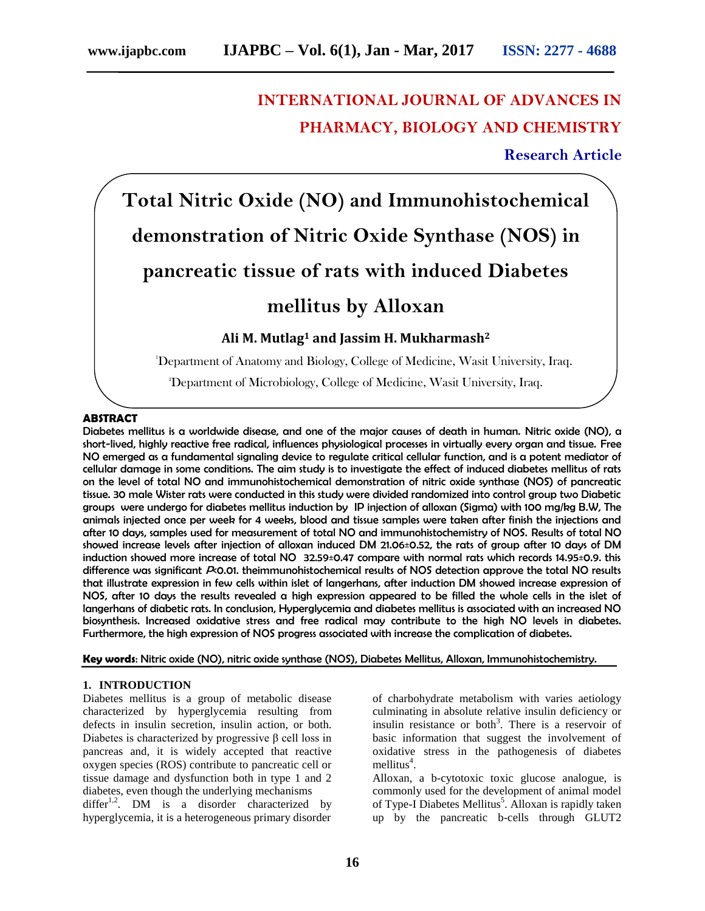# INTERNATIONAL JOURNAL OF ADVANCES IN PHARMACY, BIOLOGY AND CHEMISTRY

**Research Article**

# Total Nitric Oxide (NO) and Immunohistochemical demonstration of Nitric Oxide Synthase (NOS) in pancreatic tissue of rats with induced Diabetes mellitus by Alloxan

**Ali M. Mutlag[1] and Jassim H. Mukharmash[2]**

[1]Department of Anatomy and Biology, College of Medicine, Wasit University, Iraq.

[2]Department of Microbiology, College of Medicine, Wasit University, Iraq.

## ABSTRACT

Diabetes mellitus is a worldwide disease, and one of the major causes of death in human. Nitric oxide (NO), a short-lived, highly reactive free radical, influences physiological processes in virtually every organ and tissue. Free NO emerged as a fundamental signaling device to regulate critical cellular function, and is a potent mediator of cellular damage in some conditions. The aim study is to investigate the effect of induced diabetes mellitus of rats on the level of total NO and immunohistochemical demonstration of nitric oxide synthase (NOS) of pancreatic tissue. 30 male Wister rats were conducted in this study were divided randomized into control group two Diabetic groups were undergo for diabetes mellitus induction by IP injection of alloxan (Sigma) with 100 mg/kg B.W, The animals injected once per week for 4 weeks, blood and tissue samples were taken after finish the injections and after 10 days, samples used for measurement of total NO and immunohistochemistry of NOS. Results of total NO showed increase levels after injection of alloxan induced DM 21.06±0.52, the rats of group after 10 days of DM induction showed more increase of total NO 32.59±0.47 compare with normal rats which records 14.95±0.9. this difference was significant $P<0.01$. theimmunohistochemical results of NOS detection approve the total NO results that illustrate expression in few cells within islet of langerhans, after induction DM showed increase expression of NOS, after 10 days the results revealed a high expression appeared to be filled the whole cells in the islet of langerhans of diabetic rats. In conclusion, Hyperglycemia and diabetes mellitus is associated with an increased NO biosynthesis. Increased oxidative stress and free radical may contribute to the high NO levels in diabetes. Furthermore, the high expression of NOS progress associated with increase the complication of diabetes.

**Key words**: Nitric oxide (NO), nitric oxide synthase (NOS), Diabetes Mellitus, Alloxan, Immunohistochemistry.

## 1. INTRODUCTION

Diabetes mellitus is a group of metabolic disease characterized by hyperglycemia resulting from defects in insulin secretion, insulin action, or both. Diabetes is characterized by progressive β cell loss in pancreas and, it is widely accepted that reactive oxygen species (ROS) contribute to pancreatic cell or tissue damage and dysfunction both in type 1 and 2 diabetes, even though the underlying mechanisms differ[1,2]. DM is a disorder characterized by hyperglycemia, it is a heterogeneous primary disorder of charbohydrate metabolism with varies aetiology culminating in absolute relative insulin deficiency or insulin resistance or both[3]. There is a reservoir of basic information that suggest the involvement of oxidative stress in the pathogenesis of diabetes mellitus[4].

Alloxan, a b-cytotoxic toxic glucose analogue, is commonly used for the development of animal model of Type-I Diabetes Mellitus[5]. Alloxan is rapidly taken up by the pancreatic b-cells through GLUT2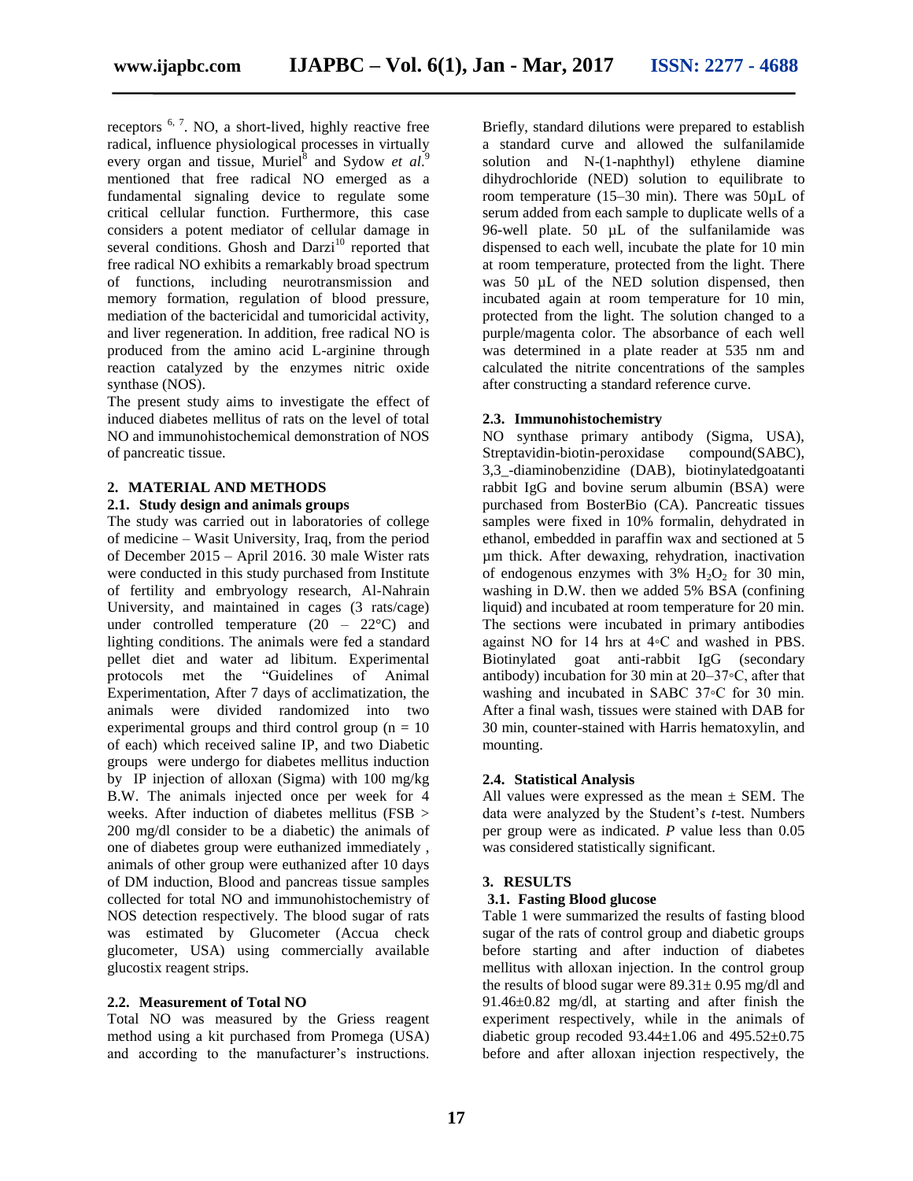receptors [6, 7]. NO, a short-lived, highly reactive free radical, influence physiological processes in virtually every organ and tissue, Muriel[8] and Sydow *et al*.[9] mentioned that free radical NO emerged as a fundamental signaling device to regulate some critical cellular function. Furthermore, this case considers a potent mediator of cellular damage in several conditions. Ghosh and Darzi[10] reported that free radical NO exhibits a remarkably broad spectrum of functions, including neurotransmission and memory formation, regulation of blood pressure, mediation of the bactericidal and tumoricidal activity, and liver regeneration. In addition, free radical NO is produced from the amino acid L-arginine through reaction catalyzed by the enzymes nitric oxide synthase (NOS).

The present study aims to investigate the effect of induced diabetes mellitus of rats on the level of total NO and immunohistochemical demonstration of NOS of pancreatic tissue.

## 2. MATERIAL AND METHODS

### 2.1. Study design and animals groups

The study was carried out in laboratories of college of medicine – Wasit University, Iraq, from the period of December 2015 – April 2016. 30 male Wister rats were conducted in this study purchased from Institute of fertility and embryology research, Al-Nahrain University, and maintained in cages (3 rats/cage) under controlled temperature (20 – 22°C) and lighting conditions. The animals were fed a standard pellet diet and water ad libitum. Experimental protocols met the "Guidelines of Animal Experimentation, After 7 days of acclimatization, the animals were divided randomized into two experimental groups and third control group (n = 10 of each) which received saline IP, and two Diabetic groups were undergo for diabetes mellitus induction by IP injection of alloxan (Sigma) with 100 mg/kg B.W. The animals injected once per week for 4 weeks. After induction of diabetes mellitus (FSB > 200 mg/dl consider to be a diabetic) the animals of one of diabetes group were euthanized immediately , animals of other group were euthanized after 10 days of DM induction, Blood and pancreas tissue samples collected for total NO and immunohistochemistry of NOS detection respectively. The blood sugar of rats was estimated by Glucometer (Accua check glucometer, USA) using commercially available glucostix reagent strips.

### 2.2. Measurement of Total NO

Total NO was measured by the Griess reagent method using a kit purchased from Promega (USA) and according to the manufacturer's instructions. Briefly, standard dilutions were prepared to establish a standard curve and allowed the sulfanilamide solution and N-(1-naphthyl) ethylene diamine dihydrochloride (NED) solution to equilibrate to room temperature (15–30 min). There was 50μL of serum added from each sample to duplicate wells of a 96-well plate. 50 μL of the sulfanilamide was dispensed to each well, incubate the plate for 10 min at room temperature, protected from the light. There was 50 μL of the NED solution dispensed, then incubated again at room temperature for 10 min, protected from the light. The solution changed to a purple/magenta color. The absorbance of each well was determined in a plate reader at 535 nm and calculated the nitrite concentrations of the samples after constructing a standard reference curve.

### 2.3. Immunohistochemistry

NO synthase primary antibody (Sigma, USA), Streptavidin-biotin-peroxidase compound(SABC), 3,3_-diaminobenzidine (DAB), biotinylatedgoatanti rabbit IgG and bovine serum albumin (BSA) were purchased from BosterBio (CA). Pancreatic tissues samples were fixed in 10% formalin, dehydrated in ethanol, embedded in paraffin wax and sectioned at 5 μm thick. After dewaxing, rehydration, inactivation of endogenous enzymes with 3% $H_2O_2$ for 30 min, washing in D.W. then we added 5% BSA (confining liquid) and incubated at room temperature for 20 min. The sections were incubated in primary antibodies against NO for 14 hrs at 4◦C and washed in PBS. Biotinylated goat anti-rabbit IgG (secondary antibody) incubation for 30 min at 20–37◦C, after that washing and incubated in SABC 37◦C for 30 min. After a final wash, tissues were stained with DAB for 30 min, counter-stained with Harris hematoxylin, and mounting.

### 2.4. Statistical Analysis

All values were expressed as the mean ± SEM. The data were analyzed by the Student's *t*-test. Numbers per group were as indicated. *P* value less than 0.05 was considered statistically significant.

## 3. RESULTS

### 3.1. Fasting Blood glucose

Table 1 were summarized the results of fasting blood sugar of the rats of control group and diabetic groups before starting and after induction of diabetes mellitus with alloxan injection. In the control group the results of blood sugar were 89.31± 0.95 mg/dl and 91.46±0.82 mg/dl, at starting and after finish the experiment respectively, while in the animals of diabetic group recoded 93.44±1.06 and 495.52±0.75 before and after alloxan injection respectively, the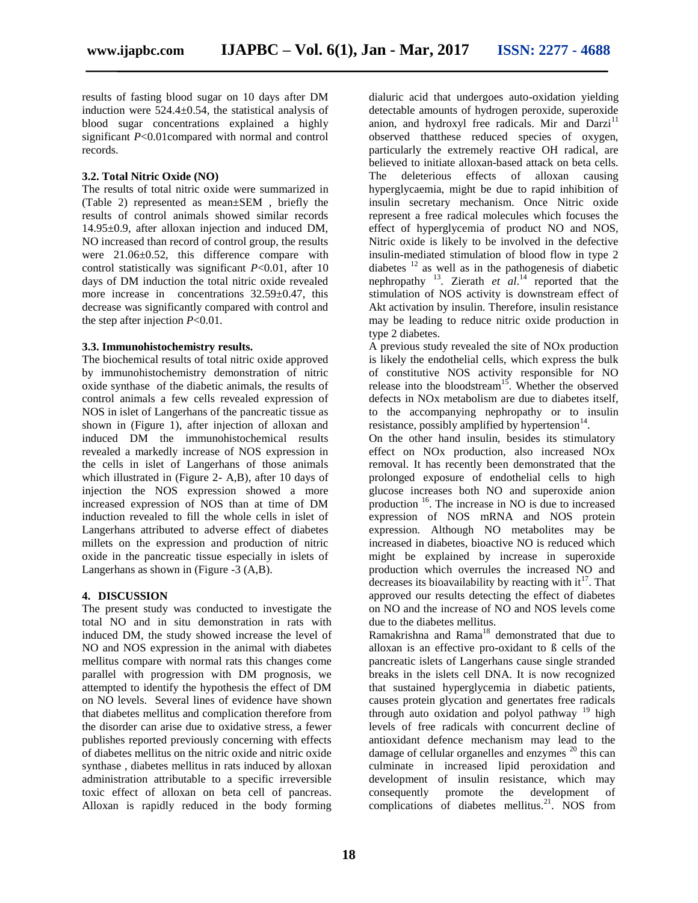results of fasting blood sugar on 10 days after DM induction were 524.4±0.54, the statistical analysis of blood sugar concentrations explained a highly significant $P$<0.01compared with normal and control records.

### 3.2. Total Nitric Oxide (NO)

The results of total nitric oxide were summarized in (Table 2) represented as mean±SEM , briefly the results of control animals showed similar records 14.95±0.9, after alloxan injection and induced DM, NO increased than record of control group, the results were 21.06±0.52, this difference compare with control statistically was significant $P$<0.01, after 10 days of DM induction the total nitric oxide revealed more increase in concentrations 32.59±0.47, this decrease was significantly compared with control and the step after injection $P$<0.01.

### 3.3. Immunohistochemistry results.

The biochemical results of total nitric oxide approved by immunohistochemistry demonstration of nitric oxide synthase of the diabetic animals, the results of control animals a few cells revealed expression of NOS in islet of Langerhans of the pancreatic tissue as shown in (Figure 1), after injection of alloxan and induced DM the immunohistochemical results revealed a markedly increase of NOS expression in the cells in islet of Langerhans of those animals which illustrated in (Figure 2- A,B), after 10 days of injection the NOS expression showed a more increased expression of NOS than at time of DM induction revealed to fill the whole cells in islet of Langerhans attributed to adverse effect of diabetes millets on the expression and production of nitric oxide in the pancreatic tissue especially in islets of Langerhans as shown in (Figure -3 (A,B).

## 4. DISCUSSION

The present study was conducted to investigate the total NO and in situ demonstration in rats with induced DM, the study showed increase the level of NO and NOS expression in the animal with diabetes mellitus compare with normal rats this changes come parallel with progression with DM prognosis, we attempted to identify the hypothesis the effect of DM on NO levels. Several lines of evidence have shown that diabetes mellitus and complication therefore from the disorder can arise due to oxidative stress, a fewer publishes reported previously concerning with effects of diabetes mellitus on the nitric oxide and nitric oxide synthase , diabetes mellitus in rats induced by alloxan administration attributable to a specific irreversible toxic effect of alloxan on beta cell of pancreas. Alloxan is rapidly reduced in the body forming dialuric acid that undergoes auto-oxidation yielding detectable amounts of hydrogen peroxide, superoxide anion, and hydroxyl free radicals. Mir and Darzi[11] observed thatthese reduced species of oxygen, particularly the extremely reactive OH radical, are believed to initiate alloxan-based attack on beta cells. The deleterious effects of alloxan causing hyperglycaemia, might be due to rapid inhibition of insulin secretary mechanism. Once Nitric oxide represent a free radical molecules which focuses the effect of hyperglycemia of product NO and NOS, Nitric oxide is likely to be involved in the defective insulin-mediated stimulation of blood flow in type 2 diabetes [12] as well as in the pathogenesis of diabetic nephropathy [13]. Zierath *et al.*[14] reported that the stimulation of NOS activity is downstream effect of Akt activation by insulin. Therefore, insulin resistance may be leading to reduce nitric oxide production in type 2 diabetes.

A previous study revealed the site of NOx production is likely the endothelial cells, which express the bulk of constitutive NOS activity responsible for NO release into the bloodstream[15]. Whether the observed defects in NOx metabolism are due to diabetes itself, to the accompanying nephropathy or to insulin resistance, possibly amplified by hypertension[14].

On the other hand insulin, besides its stimulatory effect on NOx production, also increased NOx removal. It has recently been demonstrated that the prolonged exposure of endothelial cells to high glucose increases both NO and superoxide anion production [16]. The increase in NO is due to increased expression of NOS mRNA and NOS protein expression. Although NO metabolites may be increased in diabetes, bioactive NO is reduced which might be explained by increase in superoxide production which overrules the increased NO and decreases its bioavailability by reacting with it[17]. That approved our results detecting the effect of diabetes on NO and the increase of NO and NOS levels come due to the diabetes mellitus.

Ramakrishna and Rama[18] demonstrated that due to alloxan is an effective pro-oxidant to ß cells of the pancreatic islets of Langerhans cause single stranded breaks in the islets cell DNA. It is now recognized that sustained hyperglycemia in diabetic patients, causes protein glycation and genertates free radicals through auto oxidation and polyol pathway [19] high levels of free radicals with concurrent decline of antioxidant defence mechanism may lead to the damage of cellular organelles and enzymes [20] this can culminate in increased lipid peroxidation and development of insulin resistance, which may consequently promote the development of complications of diabetes mellitus.[21]. NOS from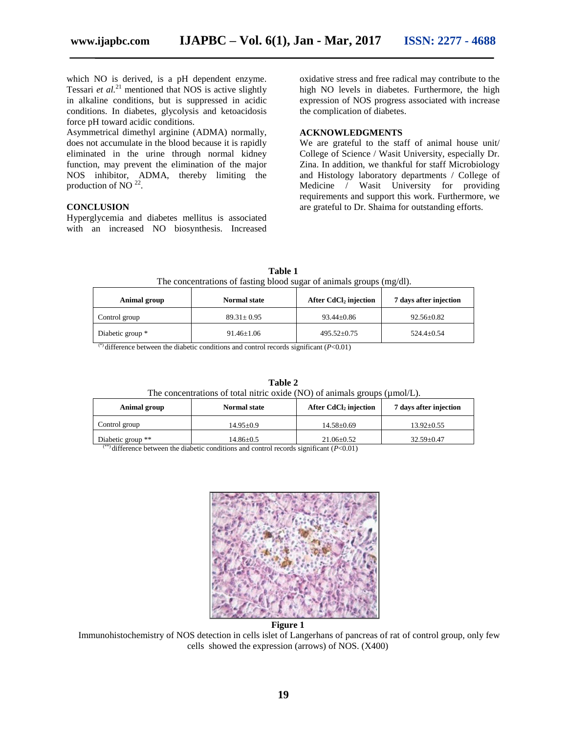which NO is derived, is a pH dependent enzyme. Tessari *et al.*[21] mentioned that NOS is active slightly in alkaline conditions, but is suppressed in acidic conditions. In diabetes, glycolysis and ketoacidosis force pH toward acidic conditions.

Asymmetrical dimethyl arginine (ADMA) normally, does not accumulate in the blood because it is rapidly eliminated in the urine through normal kidney function, may prevent the elimination of the major NOS inhibitor, ADMA, thereby limiting the production of NO [22].

## CONCLUSION

Hyperglycemia and diabetes mellitus is associated with an increased NO biosynthesis. Increased oxidative stress and free radical may contribute to the high NO levels in diabetes. Furthermore, the high expression of NOS progress associated with increase the complication of diabetes.

## ACKNOWLEDGMENTS

We are grateful to the staff of animal house unit/ College of Science / Wasit University, especially Dr. Zina. In addition, we thankful for staff Microbiology and Histology laboratory departments / College of Medicine / Wasit University for providing requirements and support this work. Furthermore, we are grateful to Dr. Shaima for outstanding efforts.

**Table 1**
The concentrations of fasting blood sugar of animals groups (mg/dl).

| Animal group | Normal state | After $CdCl_2$ injection | 7 days after injection |
|---|---|---|---|
| Control group | 89.31± 0.95 | 93.44±0.86 | 92.56±0.82 |
| Diabetic group * | 91.46±1.06 | 495.52±0.75 | 524.4±0.54 |

(*) difference between the diabetic conditions and control records significant ($P$<0.01)

**Table 2**
The concentrations of total nitric oxide (NO) of animals groups (μmol/L).

| Animal group | Normal state | After $CdCl_2$ injection | 7 days after injection |
|---|---|---|---|
| Control group | 14.95±0.9 | 14.58±0.69 | 13.92±0.55 |
| Diabetic group ** | 14.86±0.5 | 21.06±0.52 | 32.59±0.47 |

(**) difference between the diabetic conditions and control records significant ($P$<0.01)

**Figure 1**
Immunohistochemistry of NOS detection in cells islet of Langerhans of pancreas of rat of control group, only few cells showed the expression (arrows) of NOS. (X400)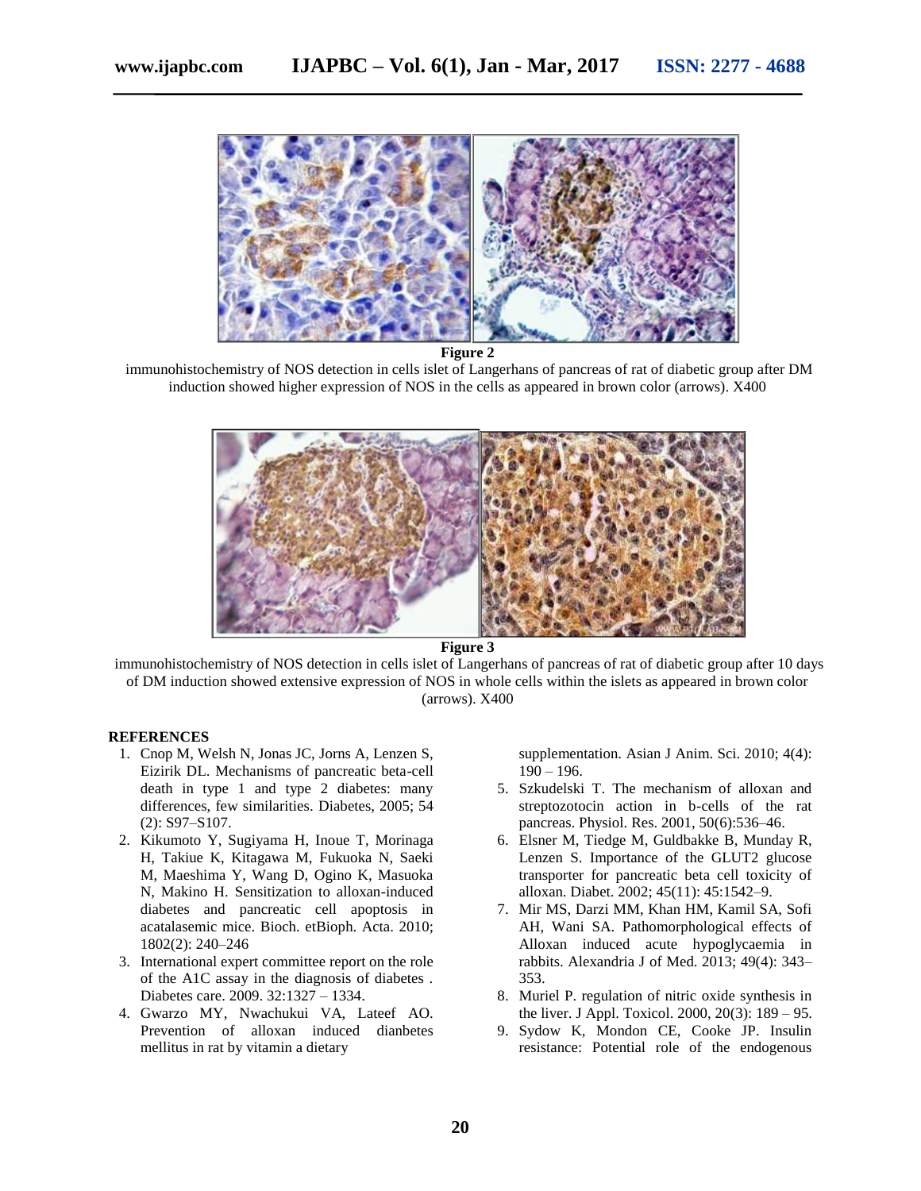**Figure 2**

immunohistochemistry of NOS detection in cells islet of Langerhans of pancreas of rat of diabetic group after DM induction showed higher expression of NOS in the cells as appeared in brown color (arrows). X400

**Figure 3**

immunohistochemistry of NOS detection in cells islet of Langerhans of pancreas of rat of diabetic group after 10 days of DM induction showed extensive expression of NOS in whole cells within the islets as appeared in brown color (arrows). X400

## REFERENCES

1. Cnop M, Welsh N, Jonas JC, Jorns A, Lenzen S, Eizirik DL. Mechanisms of pancreatic beta-cell death in type 1 and type 2 diabetes: many differences, few similarities. Diabetes, 2005; 54 (2): S97–S107.
2. Kikumoto Y, Sugiyama H, Inoue T, Morinaga H, Takiue K, Kitagawa M, Fukuoka N, Saeki M, Maeshima Y, Wang D, Ogino K, Masuoka N, Makino H. Sensitization to alloxan-induced diabetes and pancreatic cell apoptosis in acatalasemic mice. Bioch. etBioph. Acta. 2010; 1802(2): 240–246
3. International expert committee report on the role of the A1C assay in the diagnosis of diabetes . Diabetes care. 2009. 32:1327 – 1334.
4. Gwarzo MY, Nwachukui VA, Lateef AO. Prevention of alloxan induced dianbetes mellitus in rat by vitamin a dietary supplementation. Asian J Anim. Sci. 2010; 4(4): 190 – 196.
5. Szkudelski T. The mechanism of alloxan and streptozotocin action in b-cells of the rat pancreas. Physiol. Res. 2001, 50(6):536–46.
6. Elsner M, Tiedge M, Guldbakke B, Munday R, Lenzen S. Importance of the GLUT2 glucose transporter for pancreatic beta cell toxicity of alloxan. Diabet. 2002; 45(11): 45:1542–9.
7. Mir MS, Darzi MM, Khan HM, Kamil SA, Sofi AH, Wani SA. Pathomorphological effects of Alloxan induced acute hypoglycaemia in rabbits. Alexandria J of Med. 2013; 49(4): 343–353.
8. Muriel P. regulation of nitric oxide synthesis in the liver. J Appl. Toxicol. 2000, 20(3): 189 – 95.
9. Sydow K, Mondon CE, Cooke JP. Insulin resistance: Potential role of the endogenous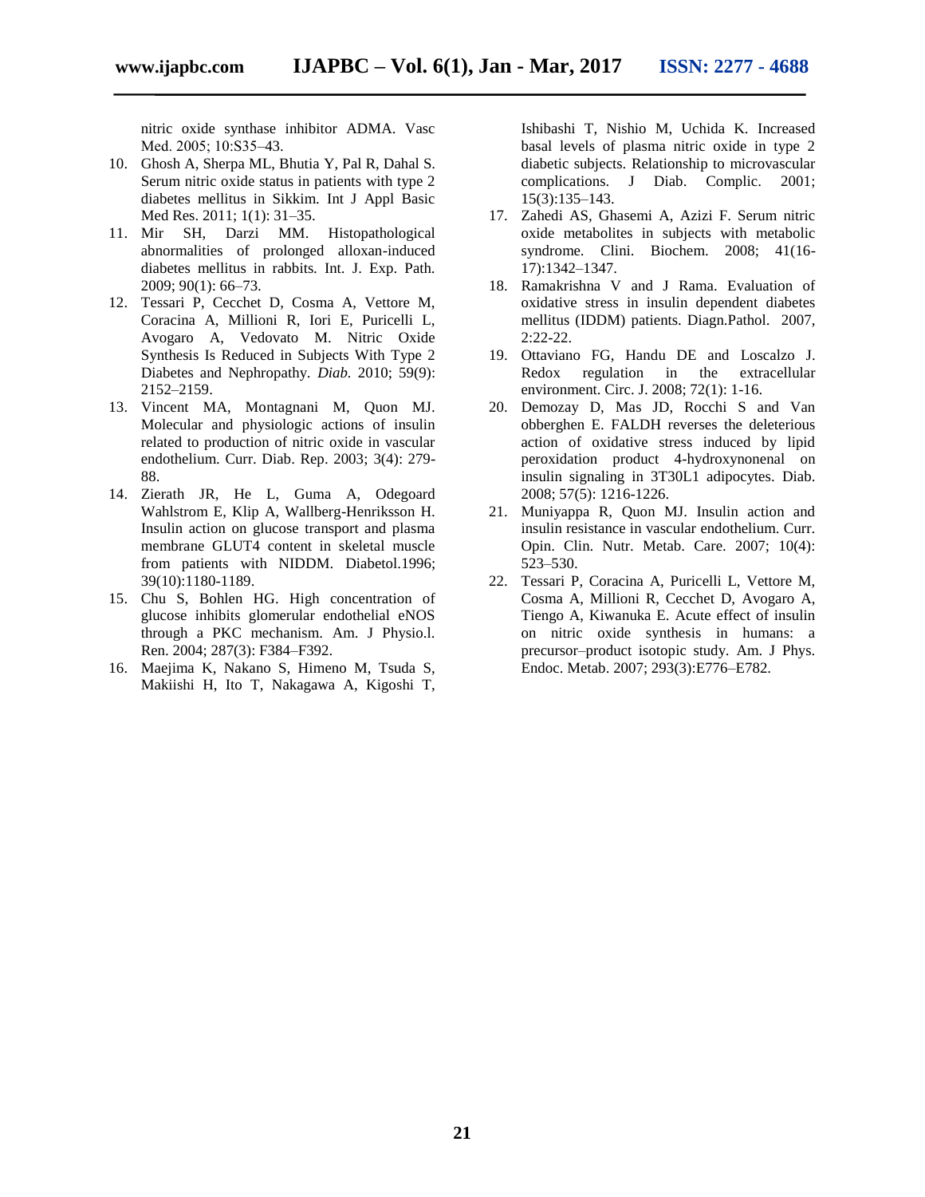nitric oxide synthase inhibitor ADMA. Vasc Med. 2005; 10:S35–43.

10. Ghosh A, Sherpa ML, Bhutia Y, Pal R, Dahal S. Serum nitric oxide status in patients with type 2 diabetes mellitus in Sikkim. Int J Appl Basic Med Res. 2011; 1(1): 31–35.
11. Mir SH, Darzi MM. Histopathological abnormalities of prolonged alloxan-induced diabetes mellitus in rabbits. Int. J. Exp. Path. 2009; 90(1): 66–73.
12. Tessari P, Cecchet D, Cosma A, Vettore M, Coracina A, Millioni R, Iori E, Puricelli L, Avogaro A, Vedovato M. Nitric Oxide Synthesis Is Reduced in Subjects With Type 2 Diabetes and Nephropathy. *Diab.* 2010; 59(9): 2152–2159.
13. Vincent MA, Montagnani M, Quon MJ. Molecular and physiologic actions of insulin related to production of nitric oxide in vascular endothelium. Curr. Diab. Rep. 2003; 3(4): 279-88.
14. Zierath JR, He L, Guma A, Odegoard Wahlstrom E, Klip A, Wallberg-Henriksson H. Insulin action on glucose transport and plasma membrane GLUT4 content in skeletal muscle from patients with NIDDM. Diabetol.1996; 39(10):1180-1189.
15. Chu S, Bohlen HG. High concentration of glucose inhibits glomerular endothelial eNOS through a PKC mechanism. Am. J Physio.l. Ren. 2004; 287(3): F384–F392.
16. Maejima K, Nakano S, Himeno M, Tsuda S, Makiishi H, Ito T, Nakagawa A, Kigoshi T, Ishibashi T, Nishio M, Uchida K. Increased basal levels of plasma nitric oxide in type 2 diabetic subjects. Relationship to microvascular complications. J Diab. Complic. 2001; 15(3):135–143.
17. Zahedi AS, Ghasemi A, Azizi F. Serum nitric oxide metabolites in subjects with metabolic syndrome. Clini. Biochem. 2008; 41(16-17):1342–1347.
18. Ramakrishna V and J Rama. Evaluation of oxidative stress in insulin dependent diabetes mellitus (IDDM) patients. Diagn.Pathol. 2007, 2:22-22.
19. Ottaviano FG, Handu DE and Loscalzo J. Redox regulation in the extracellular environment. Circ. J. 2008; 72(1): 1-16.
20. Demozay D, Mas JD, Rocchi S and Van obberghen E. FALDH reverses the deleterious action of oxidative stress induced by lipid peroxidation product 4-hydroxynonenal on insulin signaling in 3T30L1 adipocytes. Diab. 2008; 57(5): 1216-1226.
21. Muniyappa R, Quon MJ. Insulin action and insulin resistance in vascular endothelium. Curr. Opin. Clin. Nutr. Metab. Care. 2007; 10(4): 523–530.
22. Tessari P, Coracina A, Puricelli L, Vettore M, Cosma A, Millioni R, Cecchet D, Avogaro A, Tiengo A, Kiwanuka E. Acute effect of insulin on nitric oxide synthesis in humans: a precursor–product isotopic study. Am. J Phys. Endoc. Metab. 2007; 293(3):E776–E782.